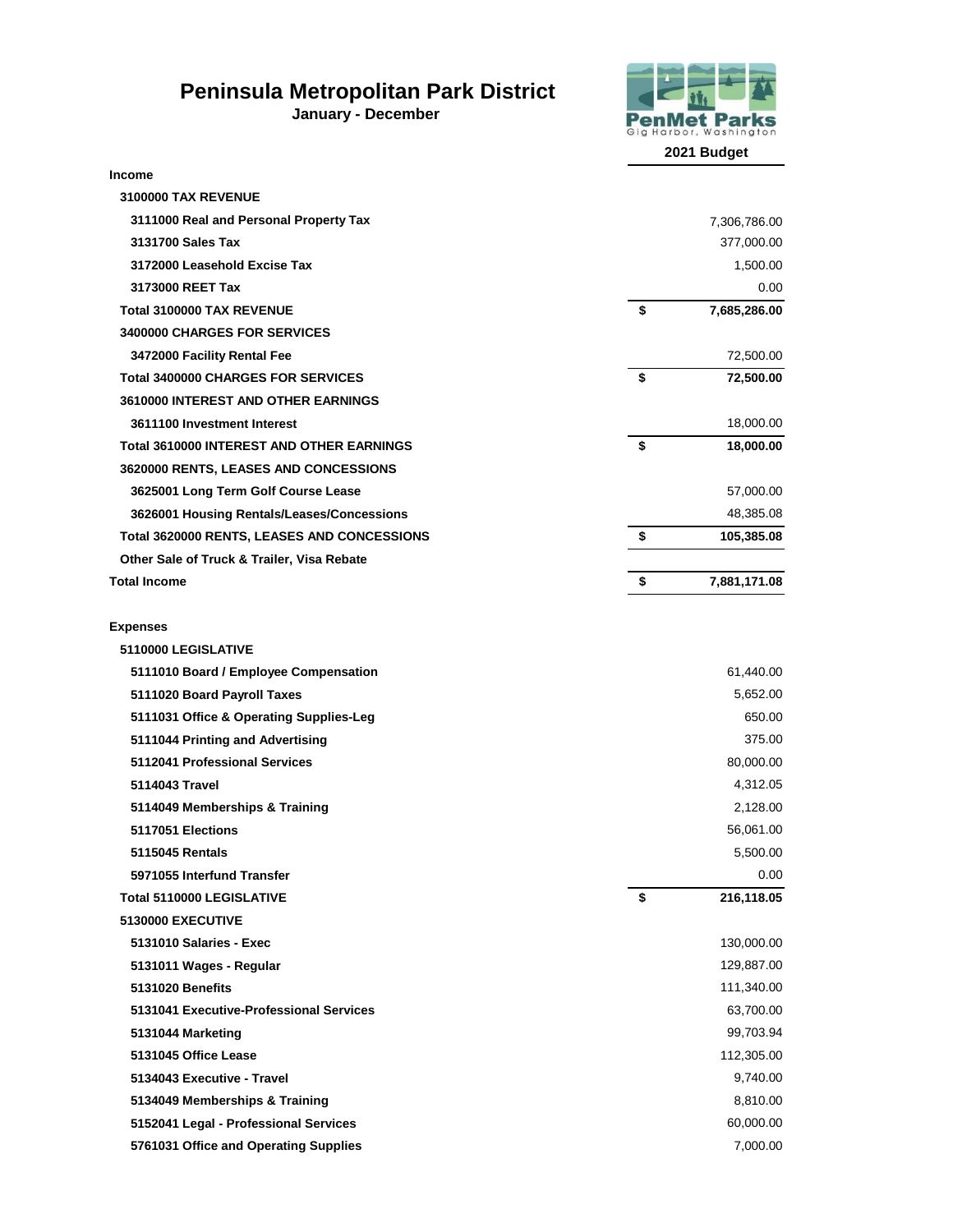# Peninsula Metropolitan Park District

**January - December**

PenMet Parks
Gig Harbor, Washington

| | 2021 Budget |
|---|---|
| **Income** | |
| **3100000 TAX REVENUE** | |
| **3111000 Real and Personal Property Tax** | 7,306,786.00 |
| **3131700 Sales Tax** | 377,000.00 |
| **3172000 Leasehold Excise Tax** | 1,500.00 |
| **3173000 REET Tax** | 0.00 |
| **Total 3100000 TAX REVENUE** | **$ 7,685,286.00** |
| **3400000 CHARGES FOR SERVICES** | |
| **3472000 Facility Rental Fee** | 72,500.00 |
| **Total 3400000 CHARGES FOR SERVICES** | **$ 72,500.00** |
| **3610000 INTEREST AND OTHER EARNINGS** | |
| **3611100 Investment Interest** | 18,000.00 |
| **Total 3610000 INTEREST AND OTHER EARNINGS** | **$ 18,000.00** |
| **3620000 RENTS, LEASES AND CONCESSIONS** | |
| **3625001 Long Term Golf Course Lease** | 57,000.00 |
| **3626001 Housing Rentals/Leases/Concessions** | 48,385.08 |
| **Total 3620000 RENTS, LEASES AND CONCESSIONS** | **$ 105,385.08** |
| **Other Sale of Truck & Trailer, Visa Rebate** | |
| **Total Income** | **$ 7,881,171.08** |
| | |
| **Expenses** | |
| **5110000 LEGISLATIVE** | |
| **5111010 Board / Employee Compensation** | 61,440.00 |
| **5111020 Board Payroll Taxes** | 5,652.00 |
| **5111031 Office & Operating Supplies-Leg** | 650.00 |
| **5111044 Printing and Advertising** | 375.00 |
| **5112041 Professional Services** | 80,000.00 |
| **5114043 Travel** | 4,312.05 |
| **5114049 Memberships & Training** | 2,128.00 |
| **5117051 Elections** | 56,061.00 |
| **5115045 Rentals** | 5,500.00 |
| **5971055 Interfund Transfer** | 0.00 |
| **Total 5110000 LEGISLATIVE** | **$ 216,118.05** |
| **5130000 EXECUTIVE** | |
| **5131010 Salaries - Exec** | 130,000.00 |
| **5131011 Wages - Regular** | 129,887.00 |
| **5131020 Benefits** | 111,340.00 |
| **5131041 Executive-Professional Services** | 63,700.00 |
| **5131044 Marketing** | 99,703.94 |
| **5131045 Office Lease** | 112,305.00 |
| **5134043 Executive - Travel** | 9,740.00 |
| **5134049 Memberships & Training** | 8,810.00 |
| **5152041 Legal - Professional Services** | 60,000.00 |
| **5761031 Office and Operating Supplies** | 7,000.00 |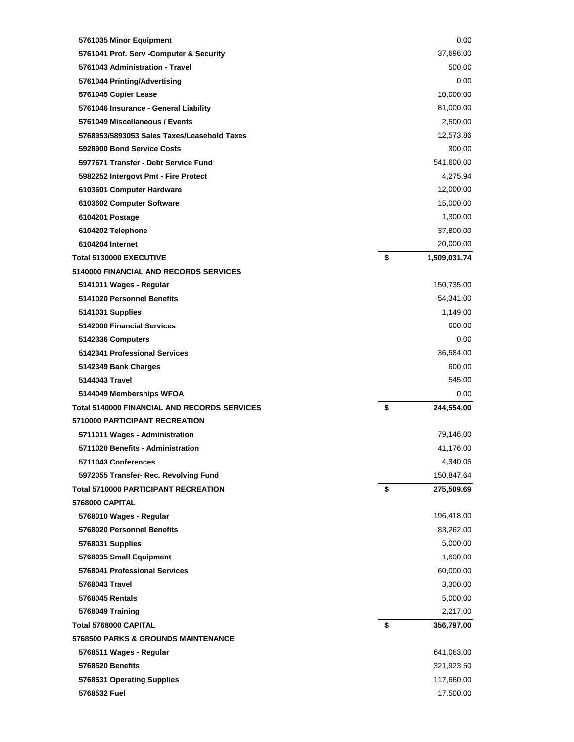| Account | | Amount |
|---|---|---|
| 5761035 Minor Equipment | | 0.00 |
| 5761041 Prof. Serv -Computer & Security | | 37,696.00 |
| 5761043 Administration - Travel | | 500.00 |
| 5761044 Printing/Advertising | | 0.00 |
| 5761045 Copier Lease | | 10,000.00 |
| 5761046 Insurance - General Liability | | 81,000.00 |
| 5761049 Miscellaneous / Events | | 2,500.00 |
| 5768953/5893053 Sales Taxes/Leasehold Taxes | | 12,573.86 |
| 5928900 Bond Service Costs | | 300.00 |
| 5977671 Transfer - Debt Service Fund | | 541,600.00 |
| 5982252 Intergovt Pmt - Fire Protect | | 4,275.94 |
| 6103601 Computer Hardware | | 12,000.00 |
| 6103602 Computer Software | | 15,000.00 |
| 6104201 Postage | | 1,300.00 |
| 6104202 Telephone | | 37,800.00 |
| 6104204 Internet | | 20,000.00 |
| **Total 5130000 EXECUTIVE** | **$** | **1,509,031.74** |
| **5140000 FINANCIAL AND RECORDS SERVICES** | | |
| 5141011 Wages - Regular | | 150,735.00 |
| 5141020 Personnel Benefits | | 54,341.00 |
| 5141031 Supplies | | 1,149.00 |
| 5142000 Financial Services | | 600.00 |
| 5142336 Computers | | 0.00 |
| 5142341 Professional Services | | 36,584.00 |
| 5142349 Bank Charges | | 600.00 |
| 5144043 Travel | | 545.00 |
| 5144049 Memberships WFOA | | 0.00 |
| **Total 5140000 FINANCIAL AND RECORDS SERVICES** | **$** | **244,554.00** |
| **5710000 PARTICIPANT RECREATION** | | |
| 5711011 Wages - Administration | | 79,146.00 |
| 5711020 Benefits - Administration | | 41,176.00 |
| 5711043 Conferences | | 4,340.05 |
| 5972055 Transfer- Rec. Revolving Fund | | 150,847.64 |
| **Total 5710000 PARTICIPANT RECREATION** | **$** | **275,509.69** |
| **5768000 CAPITAL** | | |
| 5768010 Wages - Regular | | 196,418.00 |
| 5768020 Personnel Benefits | | 83,262.00 |
| 5768031 Supplies | | 5,000.00 |
| 5768035 Small Equipment | | 1,600.00 |
| 5768041 Professional Services | | 60,000.00 |
| 5768043 Travel | | 3,300.00 |
| 5768045 Rentals | | 5,000.00 |
| 5768049 Training | | 2,217.00 |
| **Total 5768000 CAPITAL** | **$** | **356,797.00** |
| **5768500 PARKS & GROUNDS MAINTENANCE** | | |
| 5768511 Wages - Regular | | 641,063.00 |
| 5768520 Benefits | | 321,923.50 |
| 5768531 Operating Supplies | | 117,660.00 |
| 5768532 Fuel | | 17,500.00 |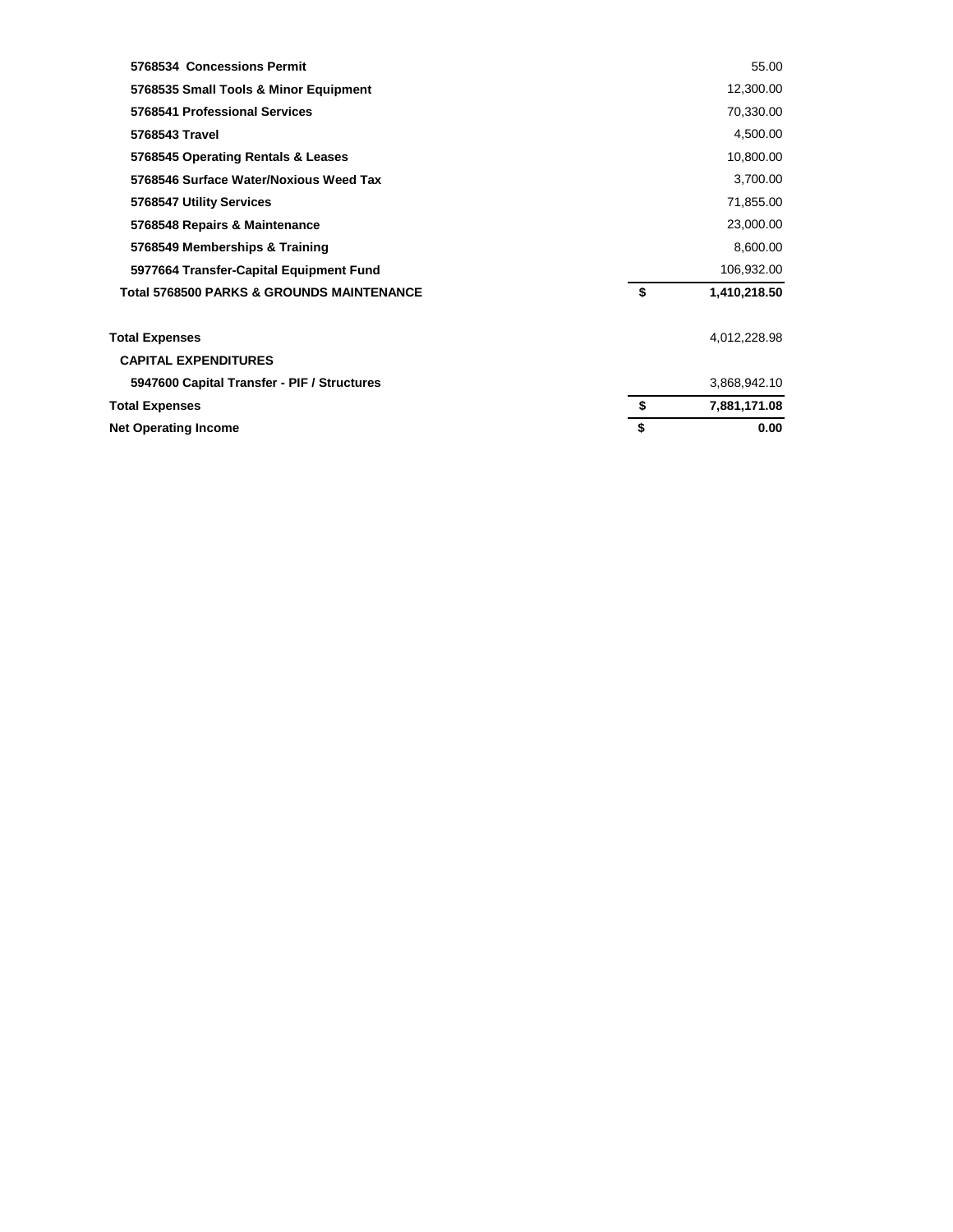| | | |
|---|---|---|
| **5768534 Concessions Permit** | | 55.00 |
| **5768535 Small Tools & Minor Equipment** | | 12,300.00 |
| **5768541 Professional Services** | | 70,330.00 |
| **5768543 Travel** | | 4,500.00 |
| **5768545 Operating Rentals & Leases** | | 10,800.00 |
| **5768546 Surface Water/Noxious Weed Tax** | | 3,700.00 |
| **5768547 Utility Services** | | 71,855.00 |
| **5768548 Repairs & Maintenance** | | 23,000.00 |
| **5768549 Memberships & Training** | | 8,600.00 |
| **5977664 Transfer-Capital Equipment Fund** | | 106,932.00 |
| **Total 5768500 PARKS & GROUNDS MAINTENANCE** | **$** | **1,410,218.50** |
| | | |
| **Total Expenses** | | 4,012,228.98 |
| **CAPITAL EXPENDITURES** | | |
| **5947600 Capital Transfer - PIF / Structures** | | 3,868,942.10 |
| **Total Expenses** | **$** | **7,881,171.08** |
| **Net Operating Income** | **$** | **0.00** |